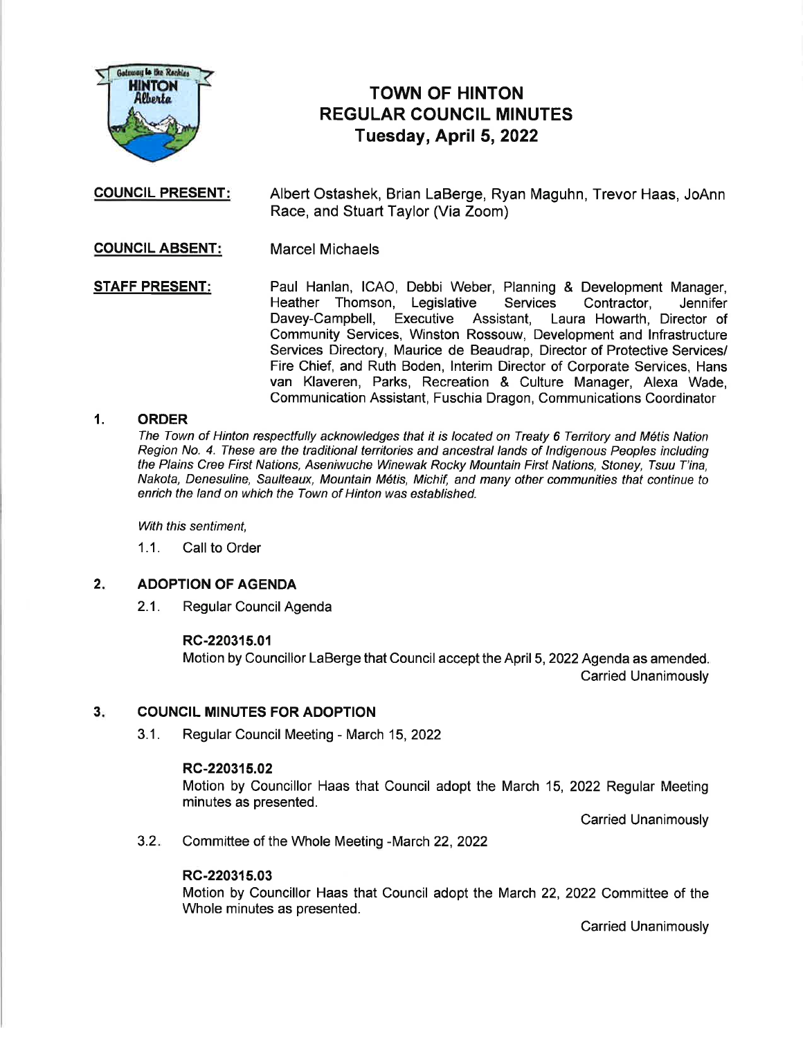# TOWN OF HINTON
## REGULAR COUNCIL MINUTES
### Tuesday, April 5, 2022

**COUNCIL PRESENT:** Albert Ostashek, Brian LaBerge, Ryan Maguhn, Trevor Haas, JoAnn Race, and Stuart Taylor (Via Zoom)

**COUNCIL ABSENT:** Marcel Michaels

**STAFF PRESENT:** Paul Hanlan, ICAO, Debbi Weber, Planning & Development Manager, Heather Thomson, Legislative Services Contractor, Jennifer Davey-Campbell, Executive Assistant, Laura Howarth, Director of Community Services, Winston Rossouw, Development and Infrastructure Services Directory, Maurice de Beaudrap, Director of Protective Services/ Fire Chief, and Ruth Boden, Interim Director of Corporate Services, Hans van Klaveren, Parks, Recreation & Culture Manager, Alexa Wade, Communication Assistant, Fuschia Dragon, Communications Coordinator

## 1. ORDER

*The Town of Hinton respectfully acknowledges that it is located on Treaty 6 Territory and Métis Nation Region No. 4. These are the traditional territories and ancestral lands of Indigenous Peoples including the Plains Cree First Nations, Aseniwuche Winewak Rocky Mountain First Nations, Stoney, Tsuu T'ina, Nakota, Denesuline, Saulteaux, Mountain Métis, Michif, and many other communities that continue to enrich the land on which the Town of Hinton was established.*

*With this sentiment,*

1.1. Call to Order

## 2. ADOPTION OF AGENDA

2.1. Regular Council Agenda

**RC-220315.01**

Motion by Councillor LaBerge that Council accept the April 5, 2022 Agenda as amended.

Carried Unanimously

## 3. COUNCIL MINUTES FOR ADOPTION

3.1. Regular Council Meeting - March 15, 2022

**RC-220315.02**

Motion by Councillor Haas that Council adopt the March 15, 2022 Regular Meeting minutes as presented.

Carried Unanimously

3.2. Committee of the Whole Meeting -March 22, 2022

**RC-220315.03**

Motion by Councillor Haas that Council adopt the March 22, 2022 Committee of the Whole minutes as presented.

Carried Unanimously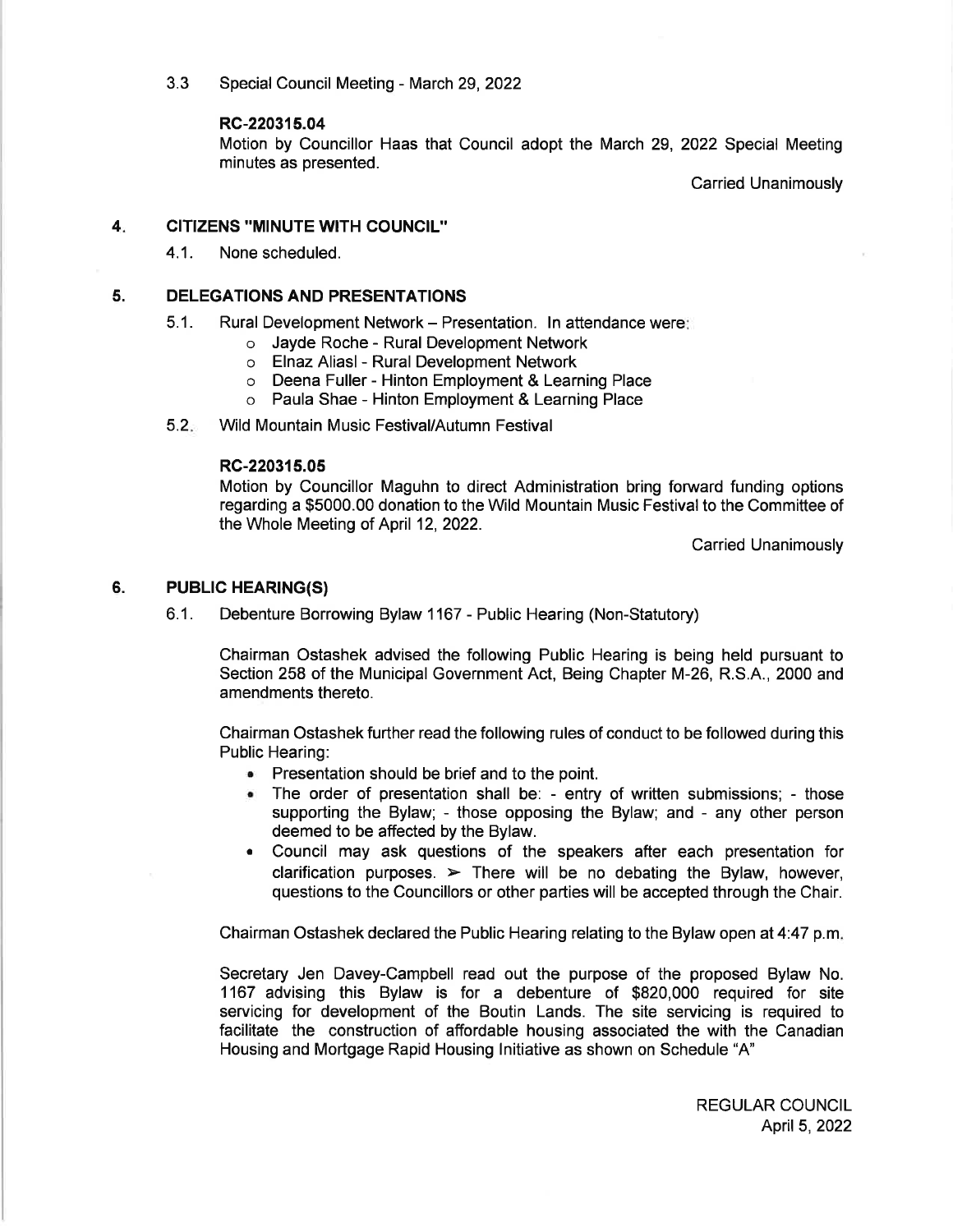3.3 Special Council Meeting - March 29, 2022

**RC-220315.04**

Motion by Councillor Haas that Council adopt the March 29, 2022 Special Meeting minutes as presented.

Carried Unanimously

## 4. CITIZENS "MINUTE WITH COUNCIL"

4.1. None scheduled.

## 5. DELEGATIONS AND PRESENTATIONS

5.1. Rural Development Network – Presentation. In attendance were:

- Jayde Roche - Rural Development Network
- Elnaz Aliasl - Rural Development Network
- Deena Fuller - Hinton Employment & Learning Place
- Paula Shae - Hinton Employment & Learning Place

5.2. Wild Mountain Music Festival/Autumn Festival

**RC-220315.05**

Motion by Councillor Maguhn to direct Administration bring forward funding options regarding a $5000.00 donation to the Wild Mountain Music Festival to the Committee of the Whole Meeting of April 12, 2022.

Carried Unanimously

## 6. PUBLIC HEARING(S)

6.1. Debenture Borrowing Bylaw 1167 - Public Hearing (Non-Statutory)

Chairman Ostashek advised the following Public Hearing is being held pursuant to Section 258 of the Municipal Government Act, Being Chapter M-26, R.S.A., 2000 and amendments thereto.

Chairman Ostashek further read the following rules of conduct to be followed during this Public Hearing:

- Presentation should be brief and to the point.
- The order of presentation shall be: - entry of written submissions; - those supporting the Bylaw; - those opposing the Bylaw; and - any other person deemed to be affected by the Bylaw.
- Council may ask questions of the speakers after each presentation for clarification purposes. ➢ There will be no debating the Bylaw, however, questions to the Councillors or other parties will be accepted through the Chair.

Chairman Ostashek declared the Public Hearing relating to the Bylaw open at 4:47 p.m.

Secretary Jen Davey-Campbell read out the purpose of the proposed Bylaw No. 1167 advising this Bylaw is for a debenture of $820,000 required for site servicing for development of the Boutin Lands. The site servicing is required to facilitate the construction of affordable housing associated the with the Canadian Housing and Mortgage Rapid Housing Initiative as shown on Schedule "A"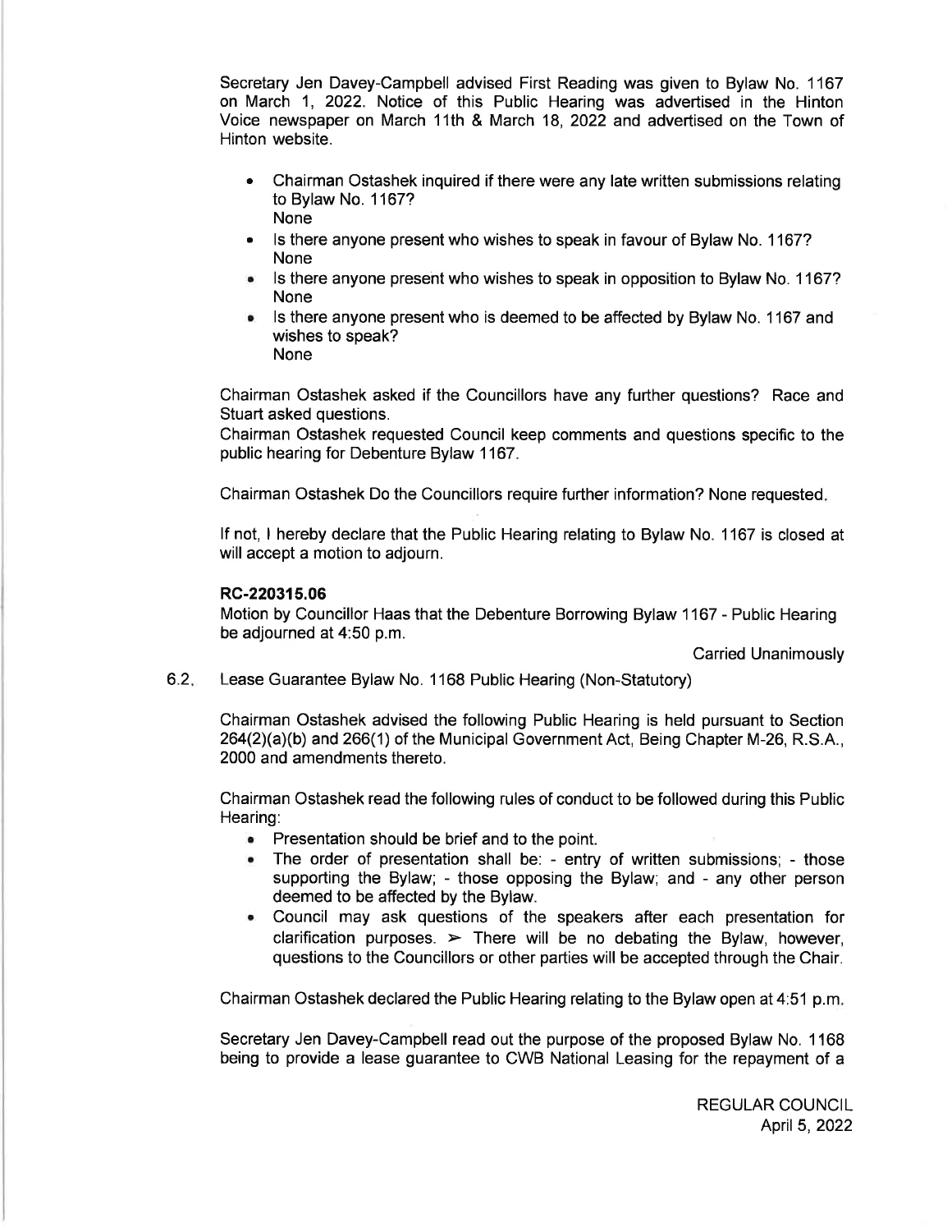Secretary Jen Davey-Campbell advised First Reading was given to Bylaw No. 1167 on March 1, 2022. Notice of this Public Hearing was advertised in the Hinton Voice newspaper on March 11th & March 18, 2022 and advertised on the Town of Hinton website.

- Chairman Ostashek inquired if there were any late written submissions relating to Bylaw No. 1167?
  None
- Is there anyone present who wishes to speak in favour of Bylaw No. 1167?
  None
- Is there anyone present who wishes to speak in opposition to Bylaw No. 1167?
  None
- Is there anyone present who is deemed to be affected by Bylaw No. 1167 and wishes to speak?
  None

Chairman Ostashek asked if the Councillors have any further questions? Race and Stuart asked questions.
Chairman Ostashek requested Council keep comments and questions specific to the public hearing for Debenture Bylaw 1167.

Chairman Ostashek Do the Councillors require further information? None requested.

If not, I hereby declare that the Public Hearing relating to Bylaw No. 1167 is closed at will accept a motion to adjourn.

**RC-220315.06**
Motion by Councillor Haas that the Debenture Borrowing Bylaw 1167 - Public Hearing be adjourned at 4:50 p.m.

Carried Unanimously

6.2. Lease Guarantee Bylaw No. 1168 Public Hearing (Non-Statutory)

Chairman Ostashek advised the following Public Hearing is held pursuant to Section 264(2)(a)(b) and 266(1) of the Municipal Government Act, Being Chapter M-26, R.S.A., 2000 and amendments thereto.

Chairman Ostashek read the following rules of conduct to be followed during this Public Hearing:

- Presentation should be brief and to the point.
- The order of presentation shall be: - entry of written submissions; - those supporting the Bylaw; - those opposing the Bylaw; and - any other person deemed to be affected by the Bylaw.
- Council may ask questions of the speakers after each presentation for clarification purposes. ➢ There will be no debating the Bylaw, however, questions to the Councillors or other parties will be accepted through the Chair.

Chairman Ostashek declared the Public Hearing relating to the Bylaw open at 4:51 p.m.

Secretary Jen Davey-Campbell read out the purpose of the proposed Bylaw No. 1168 being to provide a lease guarantee to CWB National Leasing for the repayment of a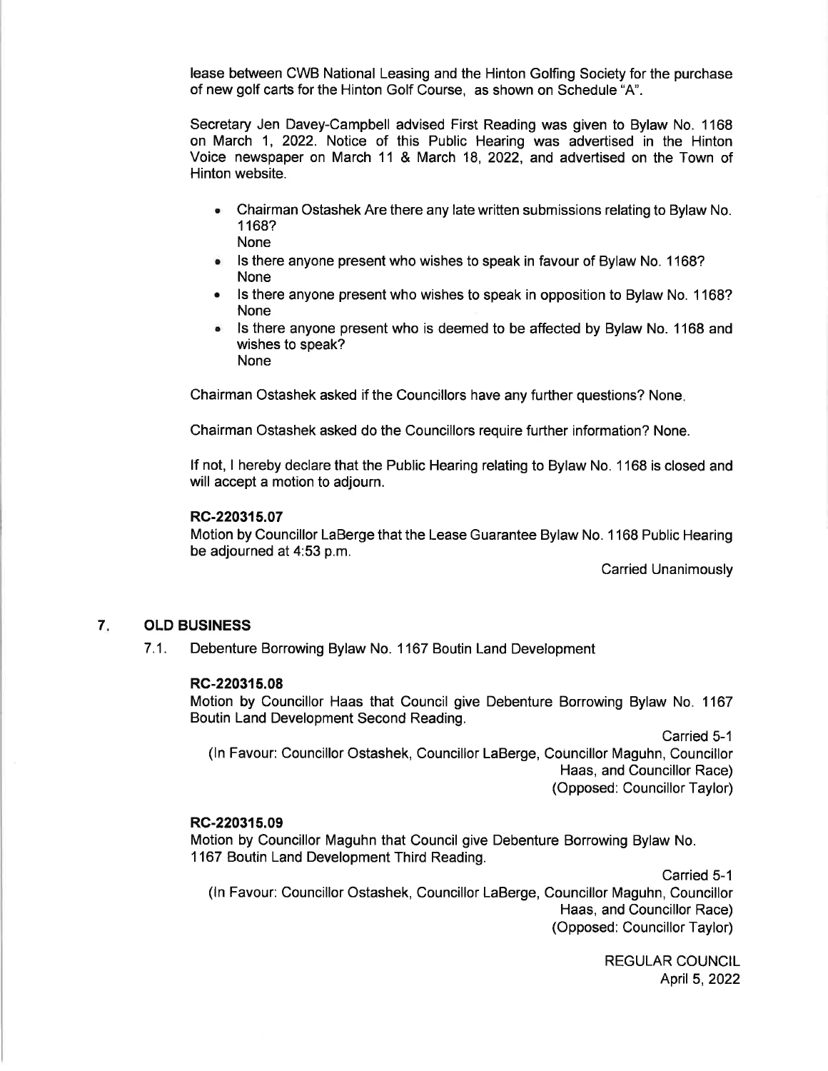lease between CWB National Leasing and the Hinton Golfing Society for the purchase of new golf carts for the Hinton Golf Course, as shown on Schedule "A".

Secretary Jen Davey-Campbell advised First Reading was given to Bylaw No. 1168 on March 1, 2022. Notice of this Public Hearing was advertised in the Hinton Voice newspaper on March 11 & March 18, 2022, and advertised on the Town of Hinton website.

- Chairman Ostashek Are there any late written submissions relating to Bylaw No. 1168?
  None
- Is there anyone present who wishes to speak in favour of Bylaw No. 1168?
  None
- Is there anyone present who wishes to speak in opposition to Bylaw No. 1168?
  None
- Is there anyone present who is deemed to be affected by Bylaw No. 1168 and wishes to speak?
  None

Chairman Ostashek asked if the Councillors have any further questions? None.

Chairman Ostashek asked do the Councillors require further information? None.

If not, I hereby declare that the Public Hearing relating to Bylaw No. 1168 is closed and will accept a motion to adjourn.

**RC-220315.07**
Motion by Councillor LaBerge that the Lease Guarantee Bylaw No. 1168 Public Hearing be adjourned at 4:53 p.m.

Carried Unanimously

## 7. OLD BUSINESS

7.1. Debenture Borrowing Bylaw No. 1167 Boutin Land Development

**RC-220315.08**
Motion by Councillor Haas that Council give Debenture Borrowing Bylaw No. 1167 Boutin Land Development Second Reading.

Carried 5-1
(In Favour: Councillor Ostashek, Councillor LaBerge, Councillor Maguhn, Councillor Haas, and Councillor Race)
(Opposed: Councillor Taylor)

**RC-220315.09**
Motion by Councillor Maguhn that Council give Debenture Borrowing Bylaw No. 1167 Boutin Land Development Third Reading.

Carried 5-1
(In Favour: Councillor Ostashek, Councillor LaBerge, Councillor Maguhn, Councillor Haas, and Councillor Race)
(Opposed: Councillor Taylor)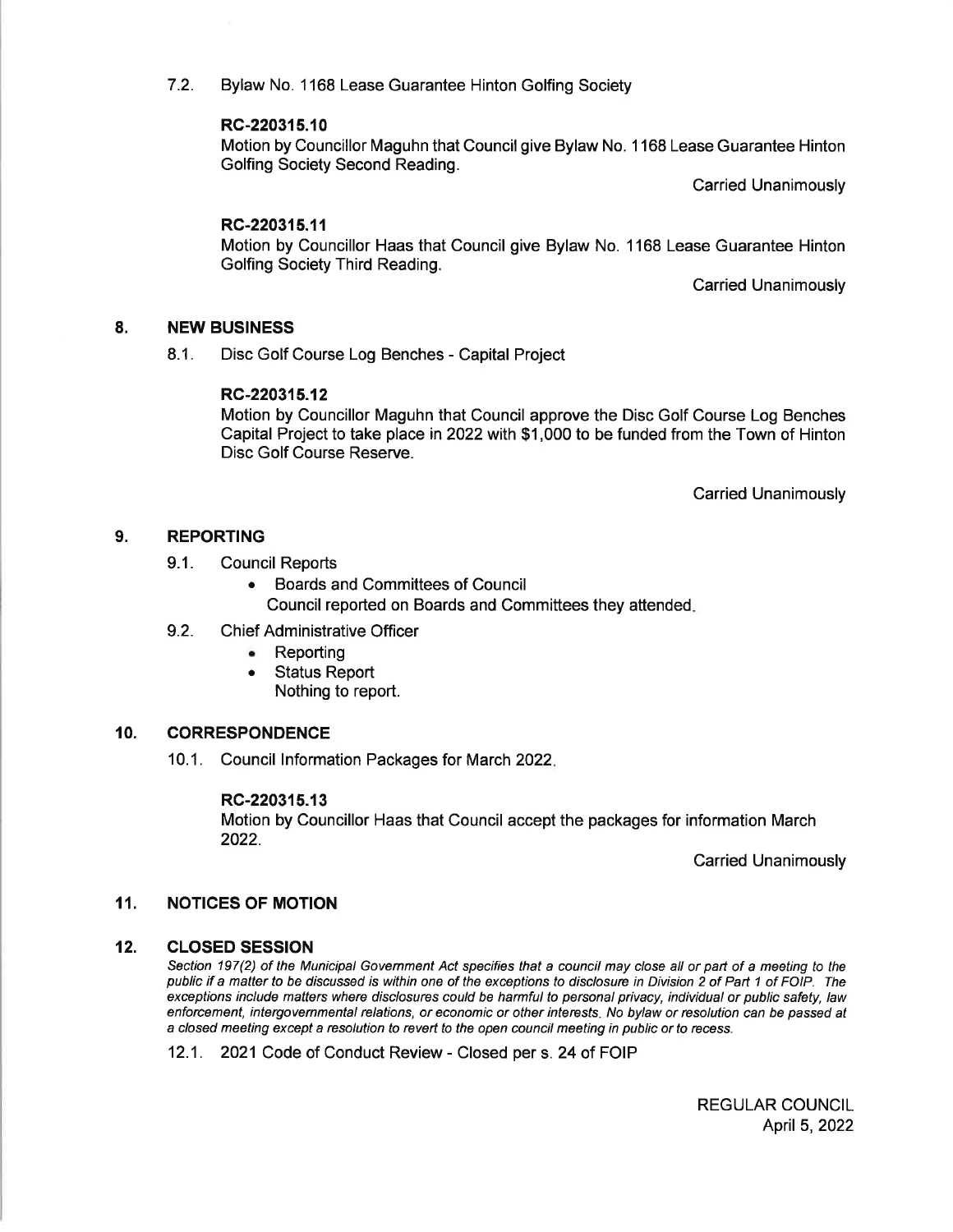7.2. Bylaw No. 1168 Lease Guarantee Hinton Golfing Society

**RC-220315.10**

Motion by Councillor Maguhn that Council give Bylaw No. 1168 Lease Guarantee Hinton Golfing Society Second Reading.

Carried Unanimously

**RC-220315.11**

Motion by Councillor Haas that Council give Bylaw No. 1168 Lease Guarantee Hinton Golfing Society Third Reading.

Carried Unanimously

## 8. NEW BUSINESS

8.1. Disc Golf Course Log Benches - Capital Project

**RC-220315.12**

Motion by Councillor Maguhn that Council approve the Disc Golf Course Log Benches Capital Project to take place in 2022 with $1,000 to be funded from the Town of Hinton Disc Golf Course Reserve.

Carried Unanimously

## 9. REPORTING

9.1. Council Reports

- Boards and Committees of Council

Council reported on Boards and Committees they attended.

9.2. Chief Administrative Officer

- Reporting
- Status Report

Nothing to report.

## 10. CORRESPONDENCE

10.1. Council Information Packages for March 2022.

**RC-220315.13**

Motion by Councillor Haas that Council accept the packages for information March 2022.

Carried Unanimously

## 11. NOTICES OF MOTION

## 12. CLOSED SESSION

*Section 197(2) of the Municipal Government Act specifies that a council may close all or part of a meeting to the public if a matter to be discussed is within one of the exceptions to disclosure in Division 2 of Part 1 of FOIP. The exceptions include matters where disclosures could be harmful to personal privacy, individual or public safety, law enforcement, intergovernmental relations, or economic or other interests. No bylaw or resolution can be passed at a closed meeting except a resolution to revert to the open council meeting in public or to recess.*

12.1. 2021 Code of Conduct Review - Closed per s. 24 of FOIP

REGULAR COUNCIL
April 5, 2022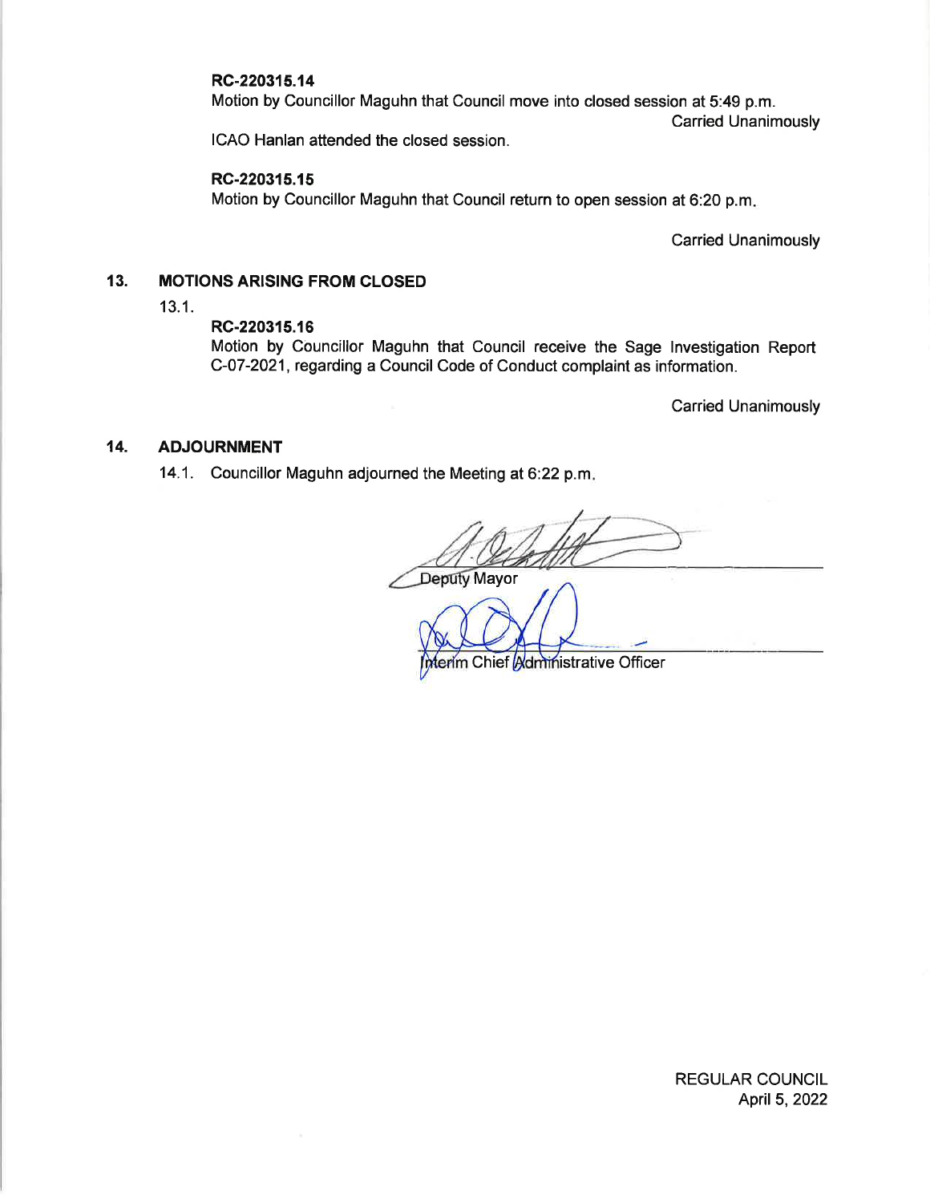**RC-220315.14**
Motion by Councillor Maguhn that Council move into closed session at 5:49 p.m.

Carried Unanimously

ICAO Hanlan attended the closed session.

**RC-220315.15**
Motion by Councillor Maguhn that Council return to open session at 6:20 p.m.

Carried Unanimously

## 13. MOTIONS ARISING FROM CLOSED

13.1.

**RC-220315.16**
Motion by Councillor Maguhn that Council receive the Sage Investigation Report C-07-2021, regarding a Council Code of Conduct complaint as information.

Carried Unanimously

## 14. ADJOURNMENT

14.1. Councillor Maguhn adjourned the Meeting at 6:22 p.m.

Deputy Mayor

Interim Chief Administrative Officer

REGULAR COUNCIL
April 5, 2022